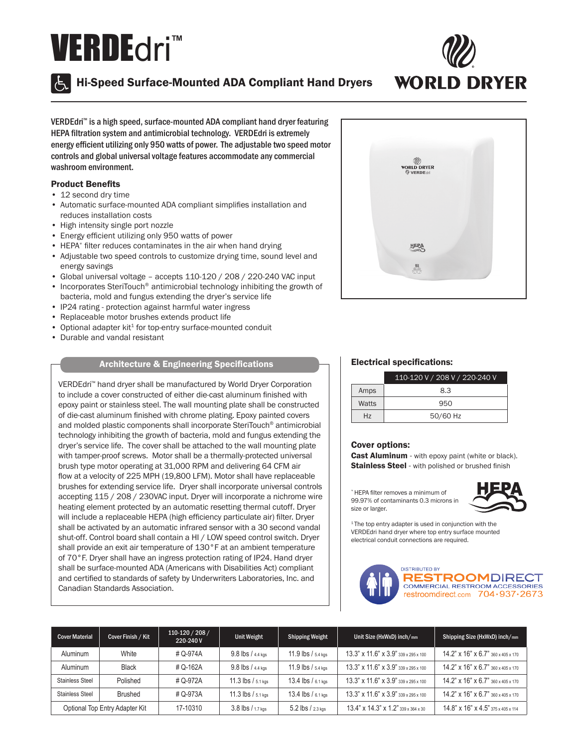# VERDEdri™

## Hi-Speed Surface-Mounted ADA Compliant Hand Dryers

WORLD DRYER

VERDEdri™ is a high speed, surface-mounted ADA compliant hand dryer featuring HEPA filtration system and antimicrobial technology. VERDEdri is extremely energy efficient utilizing only 950 watts of power. The adjustable two speed motor controls and global universal voltage features accommodate any commercial washroom environment.

### Product Benefits

- 12 second dry time
- Automatic surface-mounted ADA compliant simplifies installation and reduces installation costs
- High intensity single port nozzle
- Energy efficient utilizing only 950 watts of power
- HEPA* filter reduces contaminates in the air when hand drying
- Adjustable two speed controls to customize drying time, sound level and energy savings
- Global universal voltage – accepts 110-120 / 208 / 220-240 VAC input
- Incorporates SteriTouch® antimicrobial technology inhibiting the growth of bacteria, mold and fungus extending the dryer's service life
- IP24 rating - protection against harmful water ingress
- Replaceable motor brushes extends product life
- Optional adapter kit[1] for top-entry surface-mounted conduit
- Durable and vandal resistant

### Architecture & Engineering Specifications

VERDEdri™ hand dryer shall be manufactured by World Dryer Corporation to include a cover constructed of either die-cast aluminum finished with epoxy paint or stainless steel. The wall mounting plate shall be constructed of die-cast aluminum finished with chrome plating. Epoxy painted covers and molded plastic components shall incorporate SteriTouch® antimicrobial technology inhibiting the growth of bacteria, mold and fungus extending the dryer's service life. The cover shall be attached to the wall mounting plate with tamper-proof screws. Motor shall be a thermally-protected universal brush type motor operating at 31,000 RPM and delivering 64 CFM air flow at a velocity of 225 MPH (19,800 LFM). Motor shall have replaceable brushes for extending service life. Dryer shall incorporate universal controls accepting 115 / 208 / 230VAC input. Dryer will incorporate a nichrome wire heating element protected by an automatic resetting thermal cutoff. Dryer will include a replaceable HEPA (high efficiency particulate air) filter. Dryer shall be activated by an automatic infrared sensor with a 30 second vandal shut-off. Control board shall contain a HI / LOW speed control switch. Dryer shall provide an exit air temperature of 130°F at an ambient temperature of 70°F. Dryer shall have an ingress protection rating of IP24. Hand dryer shall be surface-mounted ADA (Americans with Disabilities Act) compliant and certified to standards of safety by Underwriters Laboratories, Inc. and Canadian Standards Association.

### Electrical specifications:

| | 110-120 V / 208 V / 220-240 V |
|---|---|
| Amps | 8.3 |
| Watts | 950 |
| Hz | 50/60 Hz |

### Cover options:

**Cast Aluminum** - with epoxy paint (white or black).
**Stainless Steel** - with polished or brushed finish

* HEPA filter removes a minimum of 99.97% of contaminants 0.3 microns in size or larger.

[1] The top entry adapter is used in conjunction with the VERDEdri hand dryer where top entry surface mounted electrical conduit connections are required.

DISTRIBUTED BY RESTROOMDIRECT COMMERCIAL RESTROOM ACCESSORIES restroomdirect.com 704·937·2673

| Cover Material | Cover Finish / Kit | 110-120 / 208 / 220-240 V | Unit Weight | Shipping Weight | Unit Size (HxWxD) inch/mm | Shipping Size (HxWxD) inch/mm |
|---|---|---|---|---|---|---|
| Aluminum | White | # Q-974A | 9.8 lbs / 4.4 kgs | 11.9 lbs / 5.4 kgs | 13.3" x 11.6" x 3.9" 339 x 295 x 100 | 14.2" x 16" x 6.7" 360 x 405 x 170 |
| Aluminum | Black | # Q-162A | 9.8 lbs / 4.4 kgs | 11.9 lbs / 5.4 kgs | 13.3" x 11.6" x 3.9" 339 x 295 x 100 | 14.2" x 16" x 6.7" 360 x 405 x 170 |
| Stainless Steel | Polished | # Q-972A | 11.3 lbs / 5.1 kgs | 13.4 lbs / 6.1 kgs | 13.3" x 11.6" x 3.9" 339 x 295 x 100 | 14.2" x 16" x 6.7" 360 x 405 x 170 |
| Stainless Steel | Brushed | # Q-973A | 11.3 lbs / 5.1 kgs | 13.4 lbs / 6.1 kgs | 13.3" x 11.6" x 3.9" 339 x 295 x 100 | 14.2" x 16" x 6.7" 360 x 405 x 170 |
| Optional Top Entry Adapter Kit | | 17-10310 | 3.8 lbs / 1.7 kgs | 5.2 lbs / 2.3 kgs | 13.4" x 14.3" x 1.2" 339 x 364 x 30 | 14.8" x 16" x 4.5" 375 x 405 x 114 |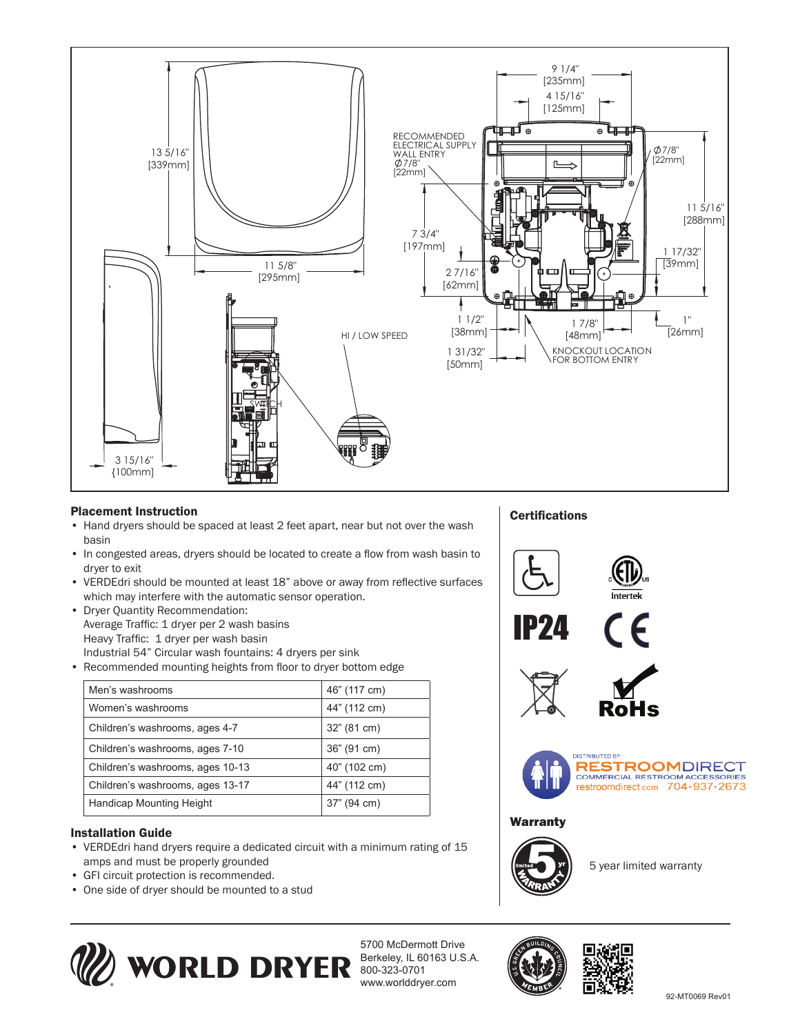13 5/16"
[339mm]

11 5/8"
[295mm]

3 15/16"
[100mm]

SWITCH

HI / LOW SPEED

RECOMMENDED
ELECTRICAL SUPPLY
WALL ENTRY
Ø7/8"
[22mm]

9 1/4"
[235mm]

4 15/16"
[125mm]

Ø7/8"
[22mm]

11 5/16"
[288mm]

7 3/4"
[197mm]

2 7/16"
[62mm]

1 17/32"
[39mm]

1 1/2"
[38mm]

1 7/8"
[48mm]

1"
[26mm]

1 31/32"
[50mm]

KNOCKOUT LOCATION
FOR BOTTOM ENTRY

## Placement Instruction

- Hand dryers should be spaced at least 2 feet apart, near but not over the wash basin
- In congested areas, dryers should be located to create a flow from wash basin to dryer to exit
- VERDEdri should be mounted at least 18" above or away from reflective surfaces which may interfere with the automatic sensor operation.
- Dryer Quantity Recommendation:
  Average Traffic: 1 dryer per 2 wash basins
  Heavy Traffic: 1 dryer per wash basin
  Industrial 54" Circular wash fountains: 4 dryers per sink
- Recommended mounting heights from floor to dryer bottom edge

| | |
|---|---|
| Men's washrooms | 46" (117 cm) |
| Women's washrooms | 44" (112 cm) |
| Children's washrooms, ages 4-7 | 32" (81 cm) |
| Children's washrooms, ages 7-10 | 36" (91 cm) |
| Children's washrooms, ages 10-13 | 40" (102 cm) |
| Children's washrooms, ages 13-17 | 44" (112 cm) |
| Handicap Mounting Height | 37" (94 cm) |

## Installation Guide

- VERDEdri hand dryers require a dedicated circuit with a minimum rating of 15 amps and must be properly grounded
- GFI circuit protection is recommended.
- One side of dryer should be mounted to a stud

## Certifications

Intertek

IP24

CE

RoHs

DISTRIBUTED BY
RESTROOMDIRECT
COMMERCIAL RESTROOM ACCESSORIES
restroomdirect.com 704·937·2673

## Warranty

limited 5 yr WARRANTY

5 year limited warranty

WORLD DRYER

5700 McDermott Drive
Berkeley, IL 60163 U.S.A.
800-323-0701
www.worlddryer.com

U.S. GREEN BUILDING COUNCIL MEMBER

92-MT0069 Rev01